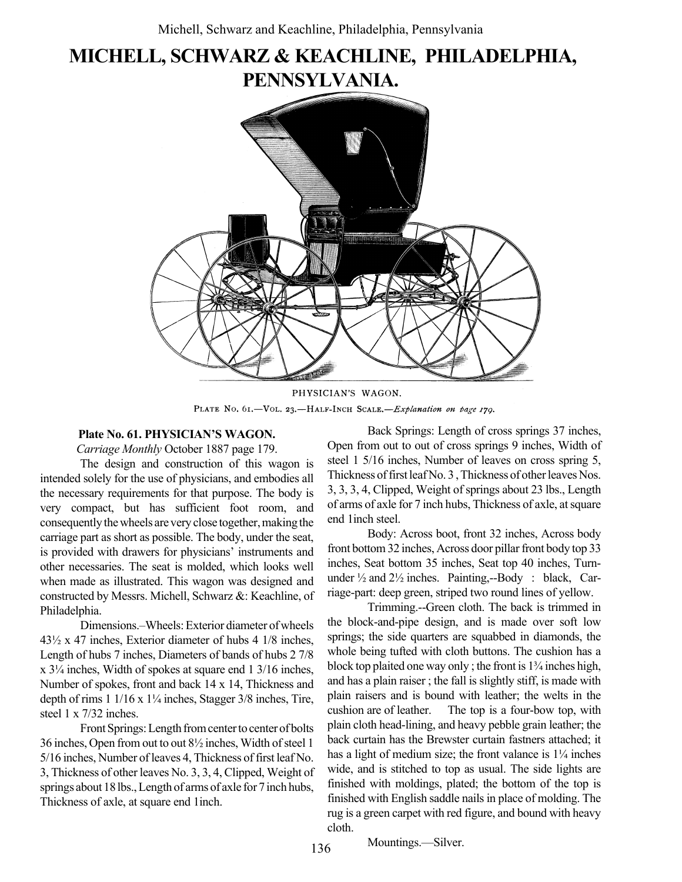# MICHELL, SCHWARZ & KEACHLINE, PHILADELPHIA, PENNSYLVANIA.

PHYSICIAN'S WAGON.

PLATE NO. 61.—VOL. 23.—HALF-INCH SCALE.—*Explanation on page 179.*

**Plate No. 61. PHYSICIAN'S WAGON.**

*Carriage Monthly* October 1887 page 179.

The design and construction of this wagon is intended solely for the use of physicians, and embodies all the necessary requirements for that purpose. The body is very compact, but has sufficient foot room, and consequently the wheels are very close together, making the carriage part as short as possible. The body, under the seat, is provided with drawers for physicians' instruments and other necessaries. The seat is molded, which looks well when made as illustrated. This wagon was designed and constructed by Messrs. Michell, Schwarz &: Keachline, of Philadelphia.

Dimensions.–Wheels: Exterior diameter of wheels 43½ x 47 inches, Exterior diameter of hubs 4 1/8 inches, Length of hubs 7 inches, Diameters of bands of hubs 2 7/8 x 3¼ inches, Width of spokes at square end 1 3/16 inches, Number of spokes, front and back 14 x 14, Thickness and depth of rims 1 1/16 x 1¼ inches, Stagger 3/8 inches, Tire, steel 1 x 7/32 inches.

Front Springs: Length from center to center of bolts 36 inches, Open from out to out 8½ inches, Width of steel 1 5/16 inches, Number of leaves 4, Thickness of first leaf No. 3, Thickness of other leaves No. 3, 3, 4, Clipped, Weight of springs about 18 lbs., Length of arms of axle for 7 inch hubs, Thickness of axle, at square end 1inch.

Back Springs: Length of cross springs 37 inches, Open from out to out of cross springs 9 inches, Width of steel 1 5/16 inches, Number of leaves on cross spring 5, Thickness of first leaf No. 3 , Thickness of other leaves Nos. 3, 3, 3, 4, Clipped, Weight of springs about 23 lbs., Length of arms of axle for 7 inch hubs, Thickness of axle, at square end 1inch steel.

Body: Across boot, front 32 inches, Across body front bottom 32 inches, Across door pillar front body top 33 inches, Seat bottom 35 inches, Seat top 40 inches, Turn-under ½ and 2½ inches. Painting,--Body : black, Carriage-part: deep green, striped two round lines of yellow.

Trimming.--Green cloth. The back is trimmed in the block-and-pipe design, and is made over soft low springs; the side quarters are squabbed in diamonds, the whole being tufted with cloth buttons. The cushion has a block top plaited one way only ; the front is 1¾ inches high, and has a plain raiser ; the fall is slightly stiff, is made with plain raisers and is bound with leather; the welts in the cushion are of leather. The top is a four-bow top, with plain cloth head-lining, and heavy pebble grain leather; the back curtain has the Brewster curtain fastners attached; it has a light of medium size; the front valance is 1¼ inches wide, and is stitched to top as usual. The side lights are finished with moldings, plated; the bottom of the top is finished with English saddle nails in place of molding. The rug is a green carpet with red figure, and bound with heavy cloth.

Mountings.—Silver.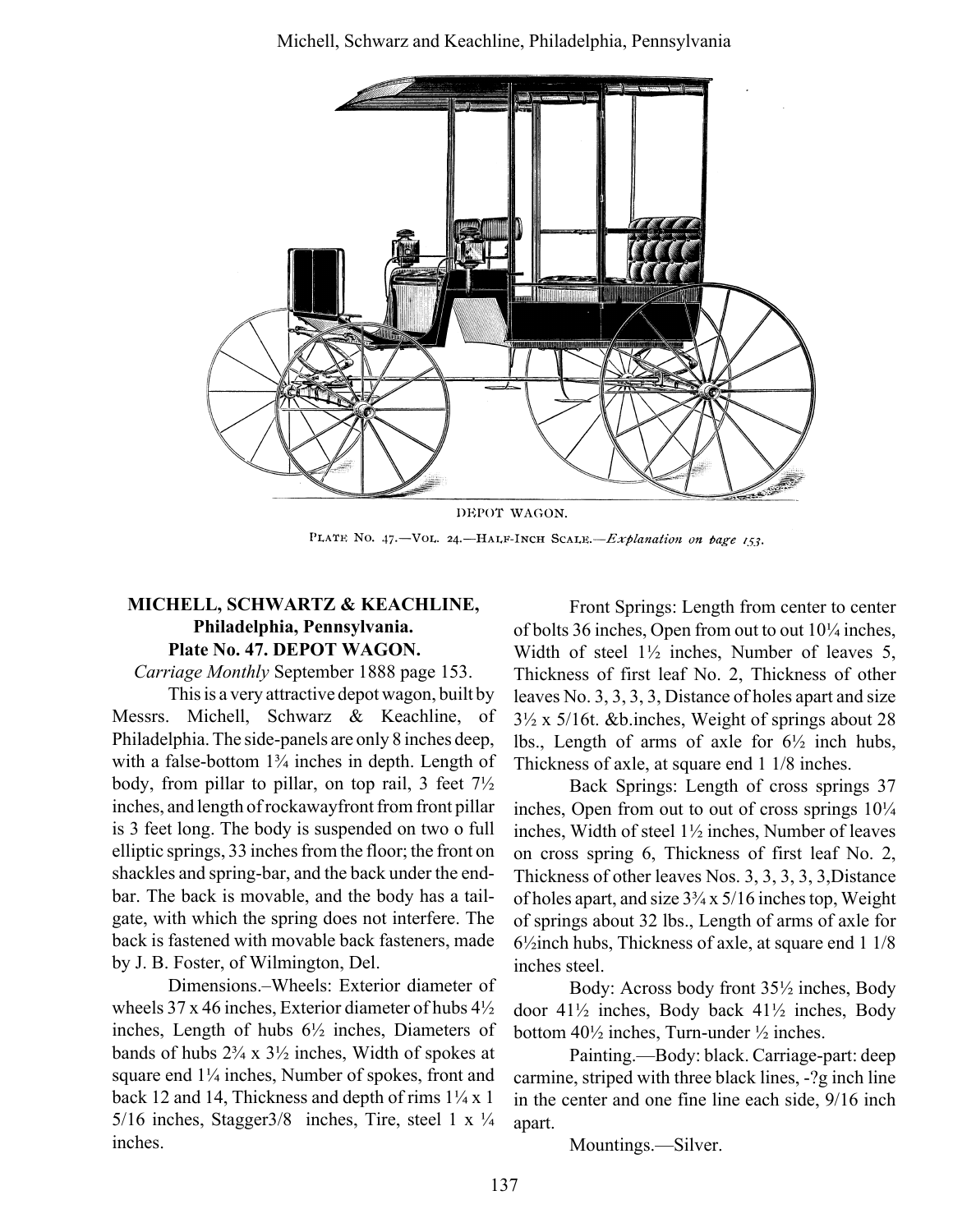DEPOT WAGON.

PLATE NO. 47.—VOL. 24.—HALF-INCH SCALE.—*Explanation on page 153.*

**MICHELL, SCHWARTZ & KEACHLINE, Philadelphia, Pennsylvania. Plate No. 47. DEPOT WAGON.**

*Carriage Monthly* September 1888 page 153.

This is a very attractive depot wagon, built by Messrs. Michell, Schwarz & Keachline, of Philadelphia. The side-panels are only 8 inches deep, with a false-bottom 1¾ inches in depth. Length of body, from pillar to pillar, on top rail, 3 feet 7½ inches, and length of rockawayfront from front pillar is 3 feet long. The body is suspended on two o full elliptic springs, 33 inches from the floor; the front on shackles and spring-bar, and the back under the end-bar. The back is movable, and the body has a tail-gate, with which the spring does not interfere. The back is fastened with movable back fasteners, made by J. B. Foster, of Wilmington, Del.

Dimensions.–Wheels: Exterior diameter of wheels 37 x 46 inches, Exterior diameter of hubs 4½ inches, Length of hubs 6½ inches, Diameters of bands of hubs 2¾ x 3½ inches, Width of spokes at square end 1¼ inches, Number of spokes, front and back 12 and 14, Thickness and depth of rims 1¼ x 1 5/16 inches, Stagger3/8 inches, Tire, steel 1 x ¼ inches.

Front Springs: Length from center to center of bolts 36 inches, Open from out to out 10¼ inches, Width of steel 1½ inches, Number of leaves 5, Thickness of first leaf No. 2, Thickness of other leaves No. 3, 3, 3, 3, Distance of holes apart and size 3½ x 5/16t. &b.inches, Weight of springs about 28 lbs., Length of arms of axle for 6½ inch hubs, Thickness of axle, at square end 1 1/8 inches.

Back Springs: Length of cross springs 37 inches, Open from out to out of cross springs 10¼ inches, Width of steel 1½ inches, Number of leaves on cross spring 6, Thickness of first leaf No. 2, Thickness of other leaves Nos. 3, 3, 3, 3, 3,Distance of holes apart, and size 3¾ x 5/16 inches top, Weight of springs about 32 lbs., Length of arms of axle for 6½inch hubs, Thickness of axle, at square end 1 1/8 inches steel.

Body: Across body front 35½ inches, Body door 41½ inches, Body back 41½ inches, Body bottom 40½ inches, Turn-under ½ inches.

Painting.—Body: black. Carriage-part: deep carmine, striped with three black lines, -?g inch line in the center and one fine line each side, 9/16 inch apart.

Mountings.—Silver.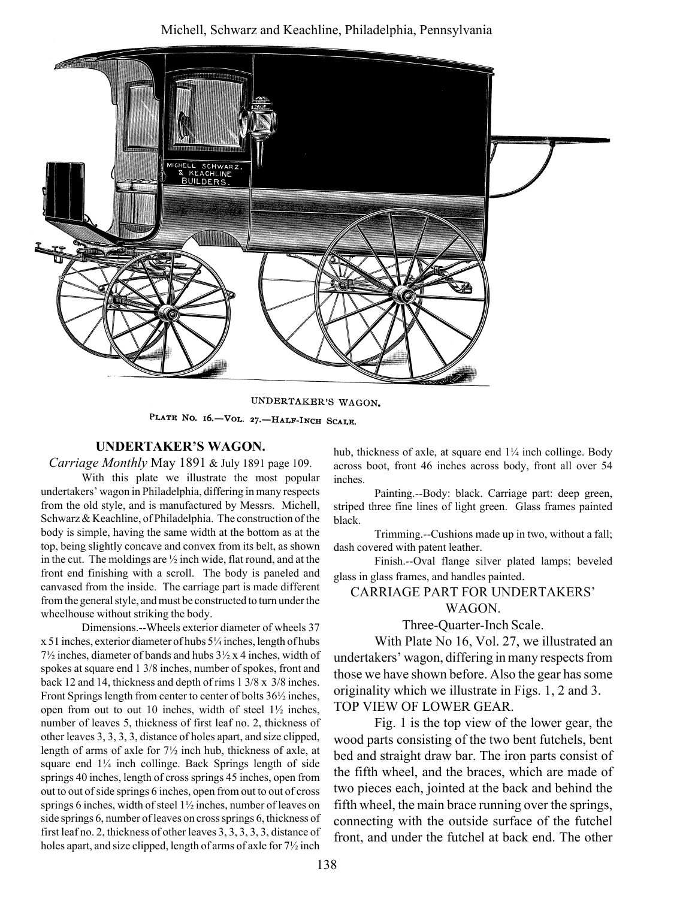Michell, Schwarz and Keachline, Philadelphia, Pennsylvania

UNDERTAKER'S WAGON.

PLATE NO. 16.—VOL. 27.—HALF-INCH SCALE.

## UNDERTAKER'S WAGON.

*Carriage Monthly* May 1891 & July 1891 page 109.

With this plate we illustrate the most popular undertakers' wagon in Philadelphia, differing in many respects from the old style, and is manufactured by Messrs. Michell, Schwarz & Keachline, of Philadelphia. The construction of the body is simple, having the same width at the bottom as at the top, being slightly concave and convex from its belt, as shown in the cut. The moldings are ½ inch wide, flat round, and at the front end finishing with a scroll. The body is paneled and canvased from the inside. The carriage part is made different from the general style, and must be constructed to turn under the wheelhouse without striking the body.

Dimensions.--Wheels exterior diameter of wheels 37 x 51 inches, exterior diameter of hubs 5¼ inches, length of hubs 7½ inches, diameter of bands and hubs 3½ x 4 inches, width of spokes at square end 1 3/8 inches, number of spokes, front and back 12 and 14, thickness and depth of rims 1 3/8 x 3/8 inches. Front Springs length from center to center of bolts 36½ inches, open from out to out 10 inches, width of steel 1½ inches, number of leaves 5, thickness of first leaf no. 2, thickness of other leaves 3, 3, 3, 3, distance of holes apart, and size clipped, length of arms of axle for 7½ inch hub, thickness of axle, at square end 1¼ inch collinge. Back Springs length of side springs 40 inches, length of cross springs 45 inches, open from out to out of side springs 6 inches, open from out to out of cross springs 6 inches, width of steel 1½ inches, number of leaves on side springs 6, number of leaves on cross springs 6, thickness of first leaf no. 2, thickness of other leaves 3, 3, 3, 3, 3, distance of holes apart, and size clipped, length of arms of axle for 7½ inch hub, thickness of axle, at square end 1¼ inch collinge. Body across boot, front 46 inches across body, front all over 54 inches.

Painting.--Body: black. Carriage part: deep green, striped three fine lines of light green. Glass frames painted black.

Trimming.--Cushions made up in two, without a fall; dash covered with patent leather.

Finish.--Oval flange silver plated lamps; beveled glass in glass frames, and handles painted.

## CARRIAGE PART FOR UNDERTAKERS' WAGON.

Three-Quarter-Inch Scale.

With Plate No 16, Vol. 27, we illustrated an undertakers' wagon, differing in many respects from those we have shown before. Also the gear has some originality which we illustrate in Figs. 1, 2 and 3.

TOP VIEW OF LOWER GEAR.

Fig. 1 is the top view of the lower gear, the wood parts consisting of the two bent futchels, bent bed and straight draw bar. The iron parts consist of the fifth wheel, and the braces, which are made of two pieces each, jointed at the back and behind the fifth wheel, the main brace running over the springs, connecting with the outside surface of the futchel front, and under the futchel at back end. The other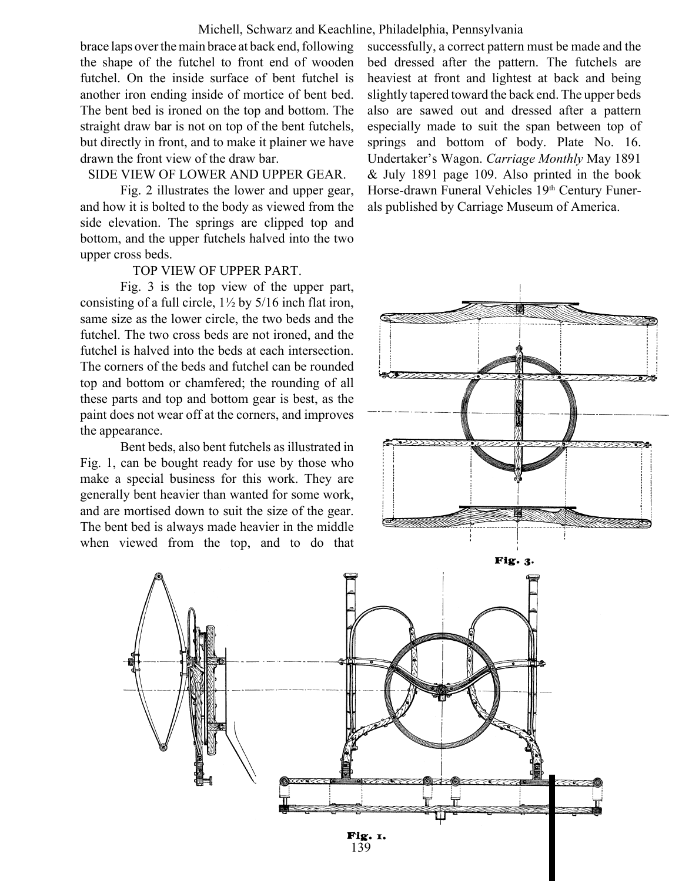brace laps over the main brace at back end, following the shape of the futchel to front end of wooden futchel. On the inside surface of bent futchel is another iron ending inside of mortice of bent bed. The bent bed is ironed on the top and bottom. The straight draw bar is not on top of the bent futchels, but directly in front, and to make it plainer we have drawn the front view of the draw bar.

SIDE VIEW OF LOWER AND UPPER GEAR.

Fig. 2 illustrates the lower and upper gear, and how it is bolted to the body as viewed from the side elevation. The springs are clipped top and bottom, and the upper futchels halved into the two upper cross beds.

TOP VIEW OF UPPER PART.

Fig. 3 is the top view of the upper part, consisting of a full circle, 1½ by 5/16 inch flat iron, same size as the lower circle, the two beds and the futchel. The two cross beds are not ironed, and the futchel is halved into the beds at each intersection. The corners of the beds and futchel can be rounded top and bottom or chamfered; the rounding of all these parts and top and bottom gear is best, as the paint does not wear off at the corners, and improves the appearance.

Bent beds, also bent futchels as illustrated in Fig. 1, can be bought ready for use by those who make a special business for this work. They are generally bent heavier than wanted for some work, and are mortised down to suit the size of the gear. The bent bed is always made heavier in the middle when viewed from the top, and to do that successfully, a correct pattern must be made and the bed dressed after the pattern. The futchels are heaviest at front and lightest at back and being slightly tapered toward the back end. The upper beds also are sawed out and dressed after a pattern especially made to suit the span between top of springs and bottom of body. Plate No. 16. Undertaker's Wagon. *Carriage Monthly* May 1891 & July 1891 page 109. Also printed in the book Horse-drawn Funeral Vehicles 19th Century Funerals published by Carriage Museum of America.

Fig. 3.

Fig. 1.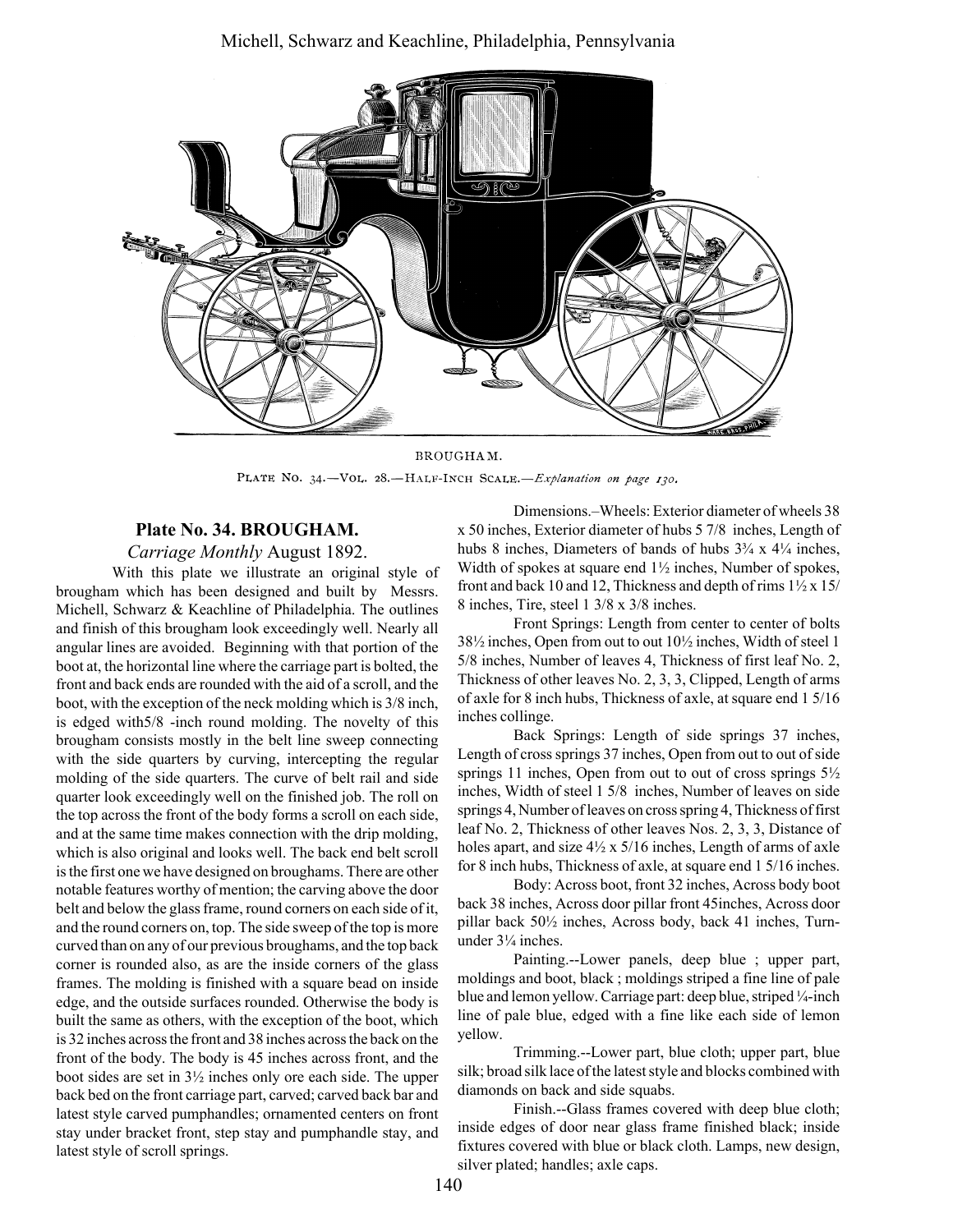BROUGHAM.

PLATE NO. 34.—VOL. 28.—HALF-INCH SCALE.—*Explanation on page 130.*

## Plate No. 34. BROUGHAM.

*Carriage Monthly* August 1892.

With this plate we illustrate an original style of brougham which has been designed and built by Messrs. Michell, Schwarz & Keachline of Philadelphia. The outlines and finish of this brougham look exceedingly well. Nearly all angular lines are avoided. Beginning with that portion of the boot at, the horizontal line where the carriage part is bolted, the front and back ends are rounded with the aid of a scroll, and the boot, with the exception of the neck molding which is 3/8 inch, is edged with5/8 -inch round molding. The novelty of this brougham consists mostly in the belt line sweep connecting with the side quarters by curving, intercepting the regular molding of the side quarters. The curve of belt rail and side quarter look exceedingly well on the finished job. The roll on the top across the front of the body forms a scroll on each side, and at the same time makes connection with the drip molding, which is also original and looks well. The back end belt scroll is the first one we have designed on broughams. There are other notable features worthy of mention; the carving above the door belt and below the glass frame, round corners on each side of it, and the round corners on, top. The side sweep of the top is more curved than on any of our previous broughams, and the top back corner is rounded also, as are the inside corners of the glass frames. The molding is finished with a square bead on inside edge, and the outside surfaces rounded. Otherwise the body is built the same as others, with the exception of the boot, which is 32 inches across the front and 38 inches across the back on the front of the body. The body is 45 inches across front, and the boot sides are set in 3½ inches only ore each side. The upper back bed on the front carriage part, carved; carved back bar and latest style carved pumphandles; ornamented centers on front stay under bracket front, step stay and pumphandle stay, and latest style of scroll springs.

Dimensions.–Wheels: Exterior diameter of wheels 38 x 50 inches, Exterior diameter of hubs 5 7/8 inches, Length of hubs 8 inches, Diameters of bands of hubs 3¾ x 4¼ inches, Width of spokes at square end 1½ inches, Number of spokes, front and back 10 and 12, Thickness and depth of rims 1½ x 15/ 8 inches, Tire, steel 1 3/8 x 3/8 inches.

Front Springs: Length from center to center of bolts 38½ inches, Open from out to out 10½ inches, Width of steel 1 5/8 inches, Number of leaves 4, Thickness of first leaf No. 2, Thickness of other leaves No. 2, 3, 3, Clipped, Length of arms of axle for 8 inch hubs, Thickness of axle, at square end 1 5/16 inches collinge.

Back Springs: Length of side springs 37 inches, Length of cross springs 37 inches, Open from out to out of side springs 11 inches, Open from out to out of cross springs 5½ inches, Width of steel 1 5/8 inches, Number of leaves on side springs 4, Number of leaves on cross spring 4, Thickness of first leaf No. 2, Thickness of other leaves Nos. 2, 3, 3, Distance of holes apart, and size 4½ x 5/16 inches, Length of arms of axle for 8 inch hubs, Thickness of axle, at square end 1 5/16 inches.

Body: Across boot, front 32 inches, Across body boot back 38 inches, Across door pillar front 45inches, Across door pillar back 50½ inches, Across body, back 41 inches, Turn-under 3¼ inches.

Painting.--Lower panels, deep blue ; upper part, moldings and boot, black ; moldings striped a fine line of pale blue and lemon yellow. Carriage part: deep blue, striped ¼-inch line of pale blue, edged with a fine like each side of lemon yellow.

Trimming.--Lower part, blue cloth; upper part, blue silk; broad silk lace of the latest style and blocks combined with diamonds on back and side squabs.

Finish.--Glass frames covered with deep blue cloth; inside edges of door near glass frame finished black; inside fixtures covered with blue or black cloth. Lamps, new design, silver plated; handles; axle caps.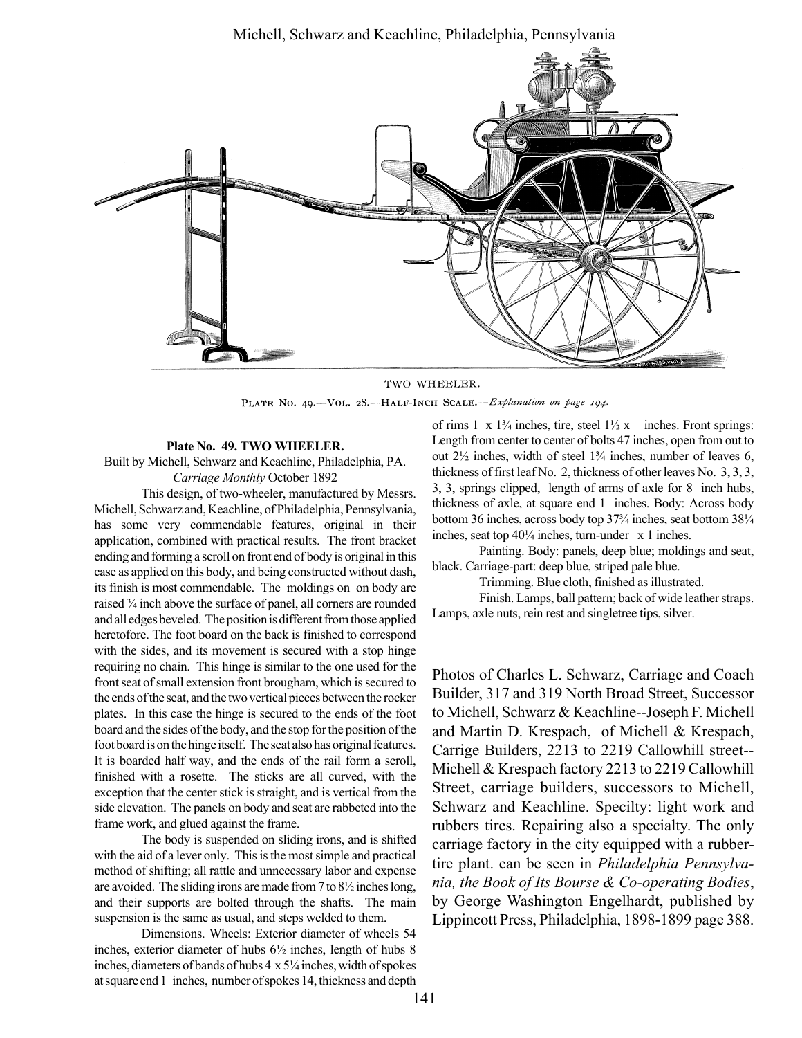Michell, Schwarz and Keachline, Philadelphia, Pennsylvania

TWO WHEELER.

PLATE NO. 49.—VOL. 28.—HALF-INCH SCALE.—*Explanation on page 194.*

**Plate No. 49. TWO WHEELER.**

Built by Michell, Schwarz and Keachline, Philadelphia, PA.
*Carriage Monthly* October 1892

This design, of two-wheeler, manufactured by Messrs. Michell, Schwarz and, Keachline, of Philadelphia, Pennsylvania, has some very commendable features, original in their application, combined with practical results. The front bracket ending and forming a scroll on front end of body is original in this case as applied on this body, and being constructed without dash, its finish is most commendable. The moldings on on body are raised ¾ inch above the surface of panel, all corners are rounded and all edges beveled. The position is different from those applied heretofore. The foot board on the back is finished to correspond with the sides, and its movement is secured with a stop hinge requiring no chain. This hinge is similar to the one used for the front seat of small extension front brougham, which is secured to the ends of the seat, and the two vertical pieces between the rocker plates. In this case the hinge is secured to the ends of the foot board and the sides of the body, and the stop for the position of the foot board is on the hinge itself. The seat also has original features. It is boarded half way, and the ends of the rail form a scroll, finished with a rosette. The sticks are all curved, with the exception that the center stick is straight, and is vertical from the side elevation. The panels on body and seat are rabbeted into the frame work, and glued against the frame.

The body is suspended on sliding irons, and is shifted with the aid of a lever only. This is the most simple and practical method of shifting; all rattle and unnecessary labor and expense are avoided. The sliding irons are made from 7 to 8½ inches long, and their supports are bolted through the shafts. The main suspension is the same as usual, and steps welded to them.

Dimensions. Wheels: Exterior diameter of wheels 54 inches, exterior diameter of hubs 6½ inches, length of hubs 8 inches, diameters of bands of hubs 4 x 5¼ inches, width of spokes at square end 1 inches, number of spokes 14, thickness and depth of rims 1 x 1¾ inches, tire, steel 1½ x inches. Front springs: Length from center to center of bolts 47 inches, open from out to out 2½ inches, width of steel 1¾ inches, number of leaves 6, thickness of first leaf No. 2, thickness of other leaves No. 3, 3, 3, 3, 3, springs clipped, length of arms of axle for 8 inch hubs, thickness of axle, at square end 1 inches. Body: Across body bottom 36 inches, across body top 37¾ inches, seat bottom 38¼ inches, seat top 40¼ inches, turn-under x 1 inches.

Painting. Body: panels, deep blue; moldings and seat, black. Carriage-part: deep blue, striped pale blue.

Trimming. Blue cloth, finished as illustrated.

Finish. Lamps, ball pattern; back of wide leather straps. Lamps, axle nuts, rein rest and singletree tips, silver.

Photos of Charles L. Schwarz, Carriage and Coach Builder, 317 and 319 North Broad Street, Successor to Michell, Schwarz & Keachline--Joseph F. Michell and Martin D. Krespach, of Michell & Krespach, Carrige Builders, 2213 to 2219 Callowhill street--Michell & Krespach factory 2213 to 2219 Callowhill Street, carriage builders, successors to Michell, Schwarz and Keachline. Specilty: light work and rubbers tires. Repairing also a specialty. The only carriage factory in the city equipped with a rubber-tire plant. can be seen in *Philadelphia Pennsylvania, the Book of Its Bourse & Co-operating Bodies*, by George Washington Engelhardt, published by Lippincott Press, Philadelphia, 1898-1899 page 388.